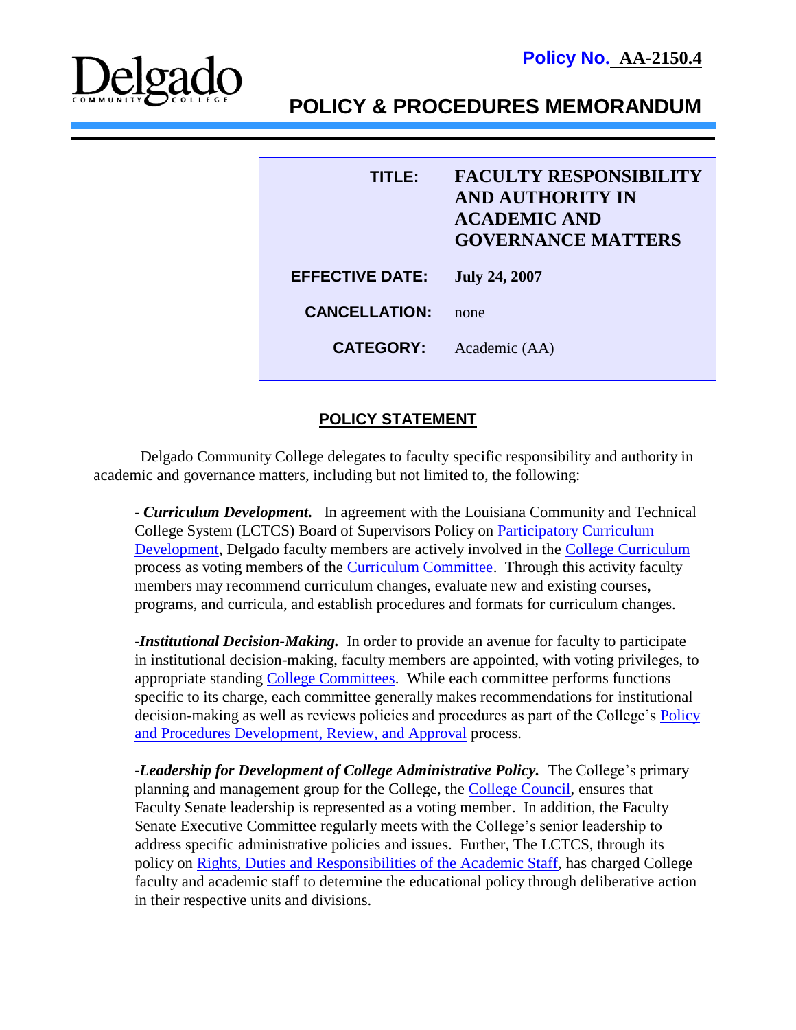**Policy No. AA-2150.4**

Delgado Community College

# POLICY & PROCEDURES MEMORANDUM

| | |
|---|---|
| **TITLE:** | **FACULTY RESPONSIBILITY AND AUTHORITY IN ACADEMIC AND GOVERNANCE MATTERS** |
| **EFFECTIVE DATE:** | **July 24, 2007** |
| **CANCELLATION:** | none |
| **CATEGORY:** | Academic (AA) |

## POLICY STATEMENT

Delgado Community College delegates to faculty specific responsibility and authority in academic and governance matters, including but not limited to, the following:

- ***Curriculum Development.*** In agreement with the Louisiana Community and Technical College System (LCTCS) Board of Supervisors Policy on Participatory Curriculum Development, Delgado faculty members are actively involved in the College Curriculum process as voting members of the Curriculum Committee. Through this activity faculty members may recommend curriculum changes, evaluate new and existing courses, programs, and curricula, and establish procedures and formats for curriculum changes.

- ***Institutional Decision-Making.*** In order to provide an avenue for faculty to participate in institutional decision-making, faculty members are appointed, with voting privileges, to appropriate standing College Committees. While each committee performs functions specific to its charge, each committee generally makes recommendations for institutional decision-making as well as reviews policies and procedures as part of the College's Policy and Procedures Development, Review, and Approval process.

- ***Leadership for Development of College Administrative Policy.*** The College's primary planning and management group for the College, the College Council, ensures that Faculty Senate leadership is represented as a voting member. In addition, the Faculty Senate Executive Committee regularly meets with the College's senior leadership to address specific administrative policies and issues. Further, The LCTCS, through its policy on Rights, Duties and Responsibilities of the Academic Staff, has charged College faculty and academic staff to determine the educational policy through deliberative action in their respective units and divisions.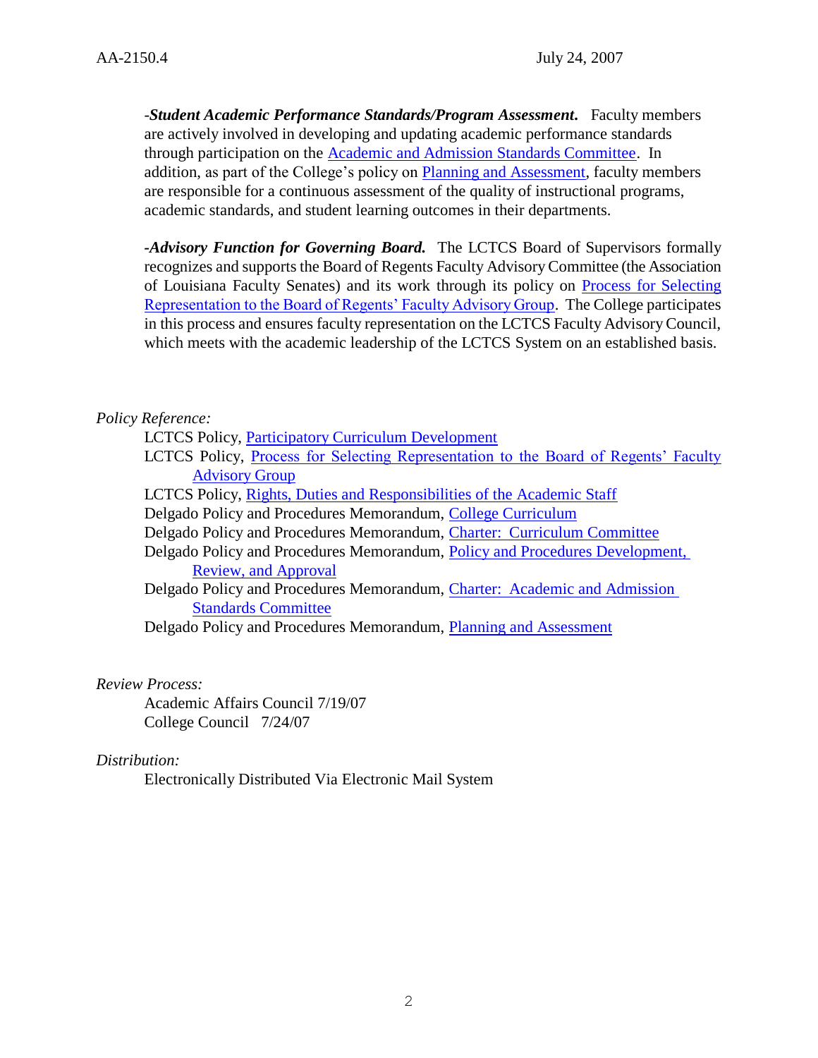-***Student Academic Performance Standards/Program Assessment.*** Faculty members are actively involved in developing and updating academic performance standards through participation on the Academic and Admission Standards Committee. In addition, as part of the College's policy on Planning and Assessment, faculty members are responsible for a continuous assessment of the quality of instructional programs, academic standards, and student learning outcomes in their departments.

-***Advisory Function for Governing Board.*** The LCTCS Board of Supervisors formally recognizes and supports the Board of Regents Faculty Advisory Committee (the Association of Louisiana Faculty Senates) and its work through its policy on Process for Selecting Representation to the Board of Regents' Faculty Advisory Group. The College participates in this process and ensures faculty representation on the LCTCS Faculty Advisory Council, which meets with the academic leadership of the LCTCS System on an established basis.

*Policy Reference:*

LCTCS Policy, Participatory Curriculum Development
LCTCS Policy, Process for Selecting Representation to the Board of Regents' Faculty Advisory Group
LCTCS Policy, Rights, Duties and Responsibilities of the Academic Staff
Delgado Policy and Procedures Memorandum, College Curriculum
Delgado Policy and Procedures Memorandum, Charter: Curriculum Committee
Delgado Policy and Procedures Memorandum, Policy and Procedures Development, Review, and Approval
Delgado Policy and Procedures Memorandum, Charter: Academic and Admission Standards Committee
Delgado Policy and Procedures Memorandum, Planning and Assessment

*Review Process:*

Academic Affairs Council 7/19/07
College Council 7/24/07

*Distribution:*

Electronically Distributed Via Electronic Mail System